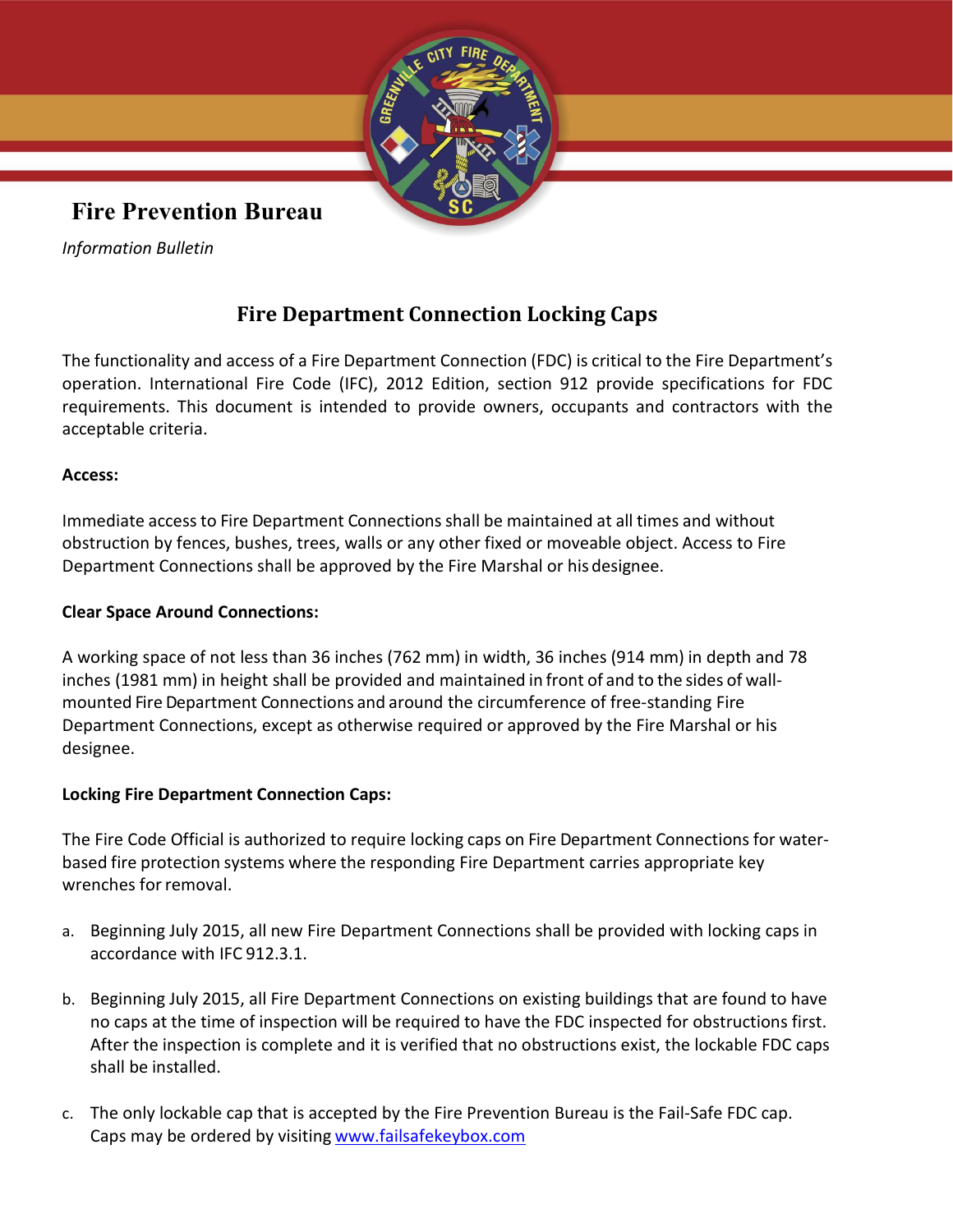**Fire Prevention Bureau**

*Information Bulletin*

# Fire Department Connection Locking Caps

The functionality and access of a Fire Department Connection (FDC) is critical to the Fire Department's operation. International Fire Code (IFC), 2012 Edition, section 912 provide specifications for FDC requirements. This document is intended to provide owners, occupants and contractors with the acceptable criteria.

**Access:**

Immediate access to Fire Department Connections shall be maintained at all times and without obstruction by fences, bushes, trees, walls or any other fixed or moveable object. Access to Fire Department Connections shall be approved by the Fire Marshal or his designee.

**Clear Space Around Connections:**

A working space of not less than 36 inches (762 mm) in width, 36 inches (914 mm) in depth and 78 inches (1981 mm) in height shall be provided and maintained in front of and to the sides of wall-mounted Fire Department Connections and around the circumference of free-standing Fire Department Connections, except as otherwise required or approved by the Fire Marshal or his designee.

**Locking Fire Department Connection Caps:**

The Fire Code Official is authorized to require locking caps on Fire Department Connections for water-based fire protection systems where the responding Fire Department carries appropriate key wrenches for removal.

a. Beginning July 2015, all new Fire Department Connections shall be provided with locking caps in accordance with IFC 912.3.1.

b. Beginning July 2015, all Fire Department Connections on existing buildings that are found to have no caps at the time of inspection will be required to have the FDC inspected for obstructions first. After the inspection is complete and it is verified that no obstructions exist, the lockable FDC caps shall be installed.

c. The only lockable cap that is accepted by the Fire Prevention Bureau is the Fail-Safe FDC cap. Caps may be ordered by visiting [www.failsafekeybox.com](http://www.failsafekeybox.com)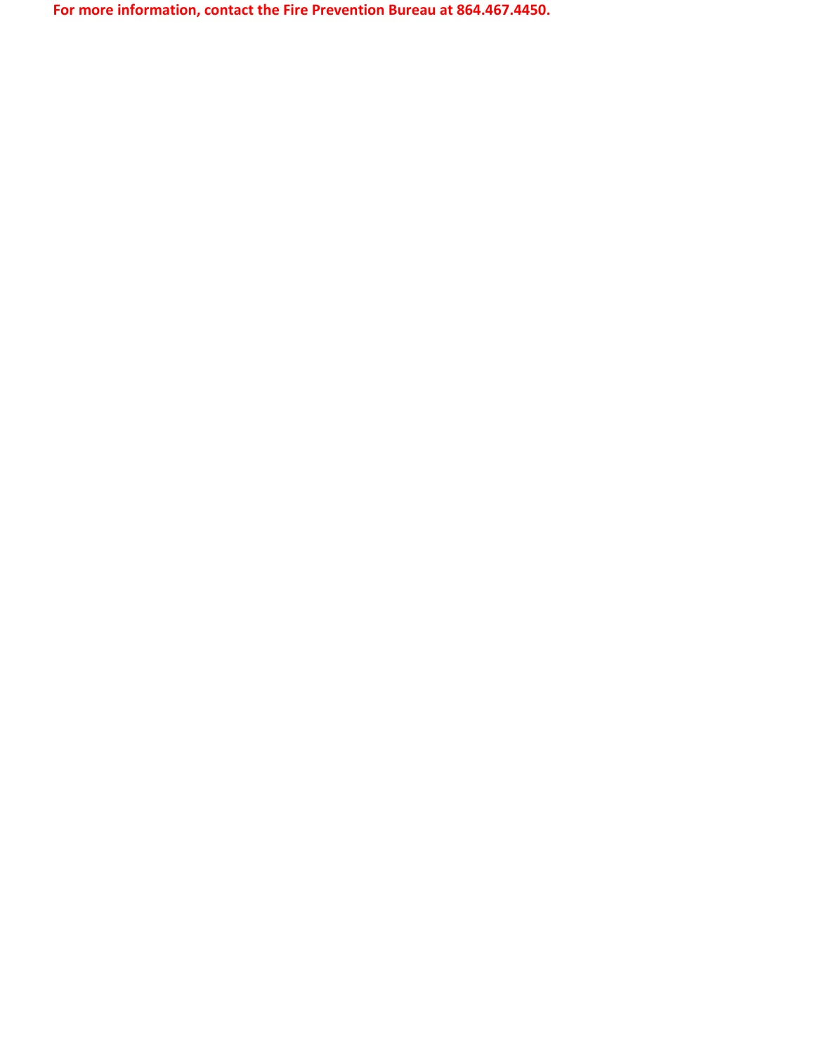**For more information, contact the Fire Prevention Bureau at 864.467.4450.**